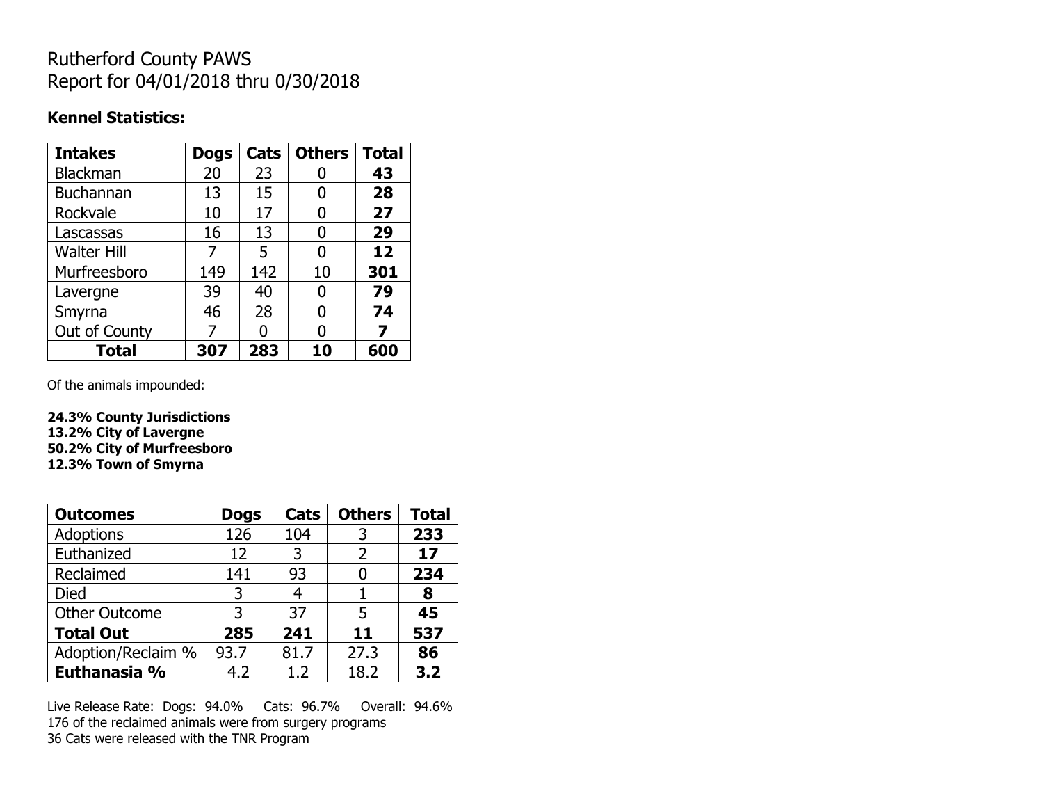# Rutherford County PAWS
Report for 04/01/2018 thru 0/30/2018

**Kennel Statistics:**

| Intakes | Dogs | Cats | Others | Total |
|---|---|---|---|---|
| Blackman | 20 | 23 | 0 | **43** |
| Buchannan | 13 | 15 | 0 | **28** |
| Rockvale | 10 | 17 | 0 | **27** |
| Lascassas | 16 | 13 | 0 | **29** |
| Walter Hill | 7 | 5 | 0 | **12** |
| Murfreesboro | 149 | 142 | 10 | **301** |
| Lavergne | 39 | 40 | 0 | **79** |
| Smyrna | 46 | 28 | 0 | **74** |
| Out of County | 7 | 0 | 0 | **7** |
| **Total** | **307** | **283** | **10** | **600** |

Of the animals impounded:

**24.3% County Jurisdictions**
**13.2% City of Lavergne**
**50.2% City of Murfreesboro**
**12.3% Town of Smyrna**

| Outcomes | Dogs | Cats | Others | Total |
|---|---|---|---|---|
| Adoptions | 126 | 104 | 3 | **233** |
| Euthanized | 12 | 3 | 2 | **17** |
| Reclaimed | 141 | 93 | 0 | **234** |
| Died | 3 | 4 | 1 | **8** |
| Other Outcome | 3 | 37 | 5 | **45** |
| **Total Out** | **285** | **241** | **11** | **537** |
| Adoption/Reclaim % | 93.7 | 81.7 | 27.3 | **86** |
| **Euthanasia %** | 4.2 | 1.2 | 18.2 | **3.2** |

Live Release Rate: Dogs: 94.0% Cats: 96.7% Overall: 94.6%
176 of the reclaimed animals were from surgery programs
36 Cats were released with the TNR Program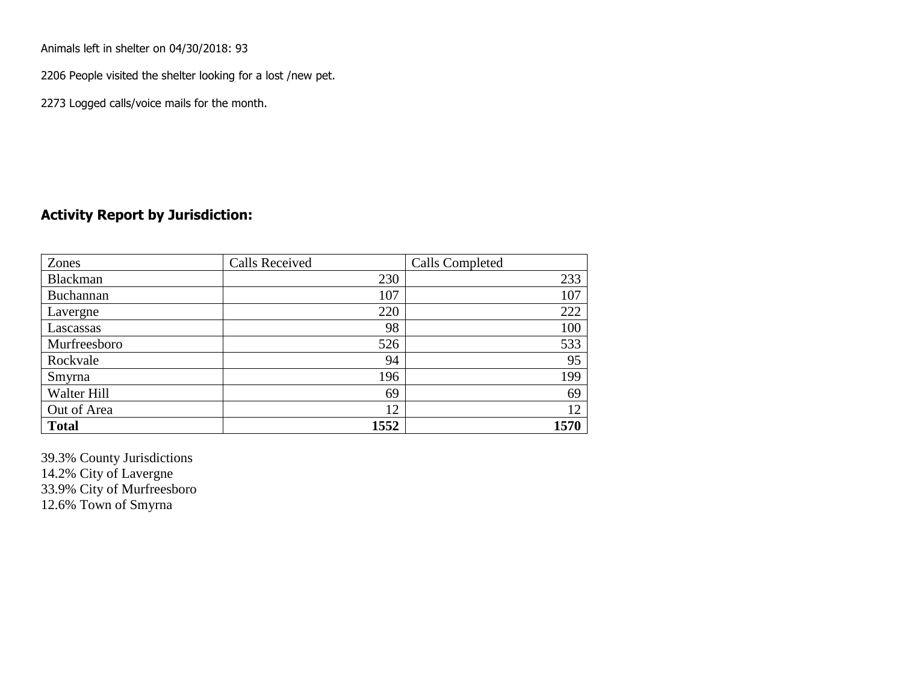Animals left in shelter on 04/30/2018: 93

2206 People visited the shelter looking for a lost /new pet.

2273 Logged calls/voice mails for the month.

## Activity Report by Jurisdiction:

| Zones | Calls Received | Calls Completed |
|---|---|---|
| Blackman | 230 | 233 |
| Buchannan | 107 | 107 |
| Lavergne | 220 | 222 |
| Lascassas | 98 | 100 |
| Murfreesboro | 526 | 533 |
| Rockvale | 94 | 95 |
| Smyrna | 196 | 199 |
| Walter Hill | 69 | 69 |
| Out of Area | 12 | 12 |
| **Total** | **1552** | **1570** |

39.3% County Jurisdictions
14.2% City of Lavergne
33.9% City of Murfreesboro
12.6% Town of Smyrna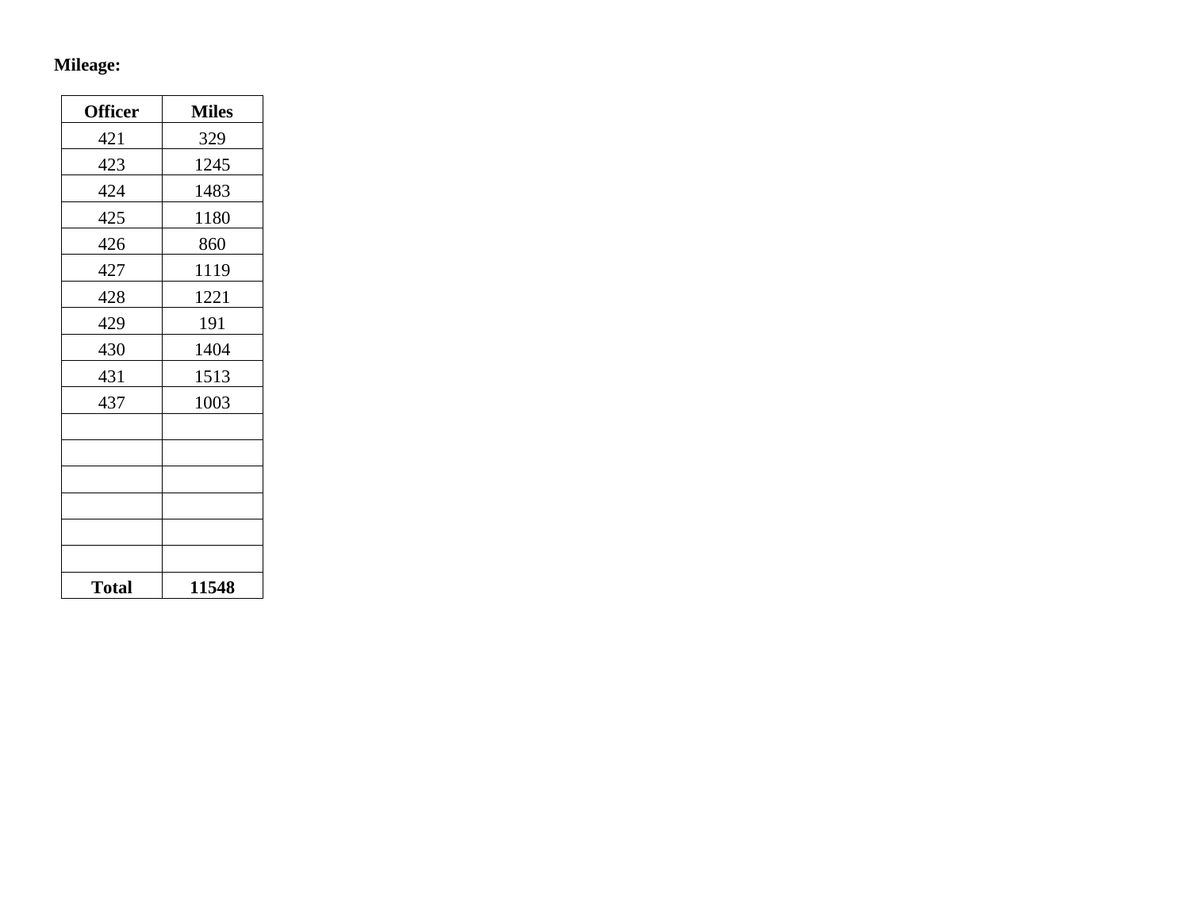**Mileage:**

| Officer | Miles |
| --- | --- |
| 421 | 329 |
| 423 | 1245 |
| 424 | 1483 |
| 425 | 1180 |
| 426 | 860 |
| 427 | 1119 |
| 428 | 1221 |
| 429 | 191 |
| 430 | 1404 |
| 431 | 1513 |
| 437 | 1003 |
| | |
| | |
| | |
| | |
| | |
| | |
| **Total** | **11548** |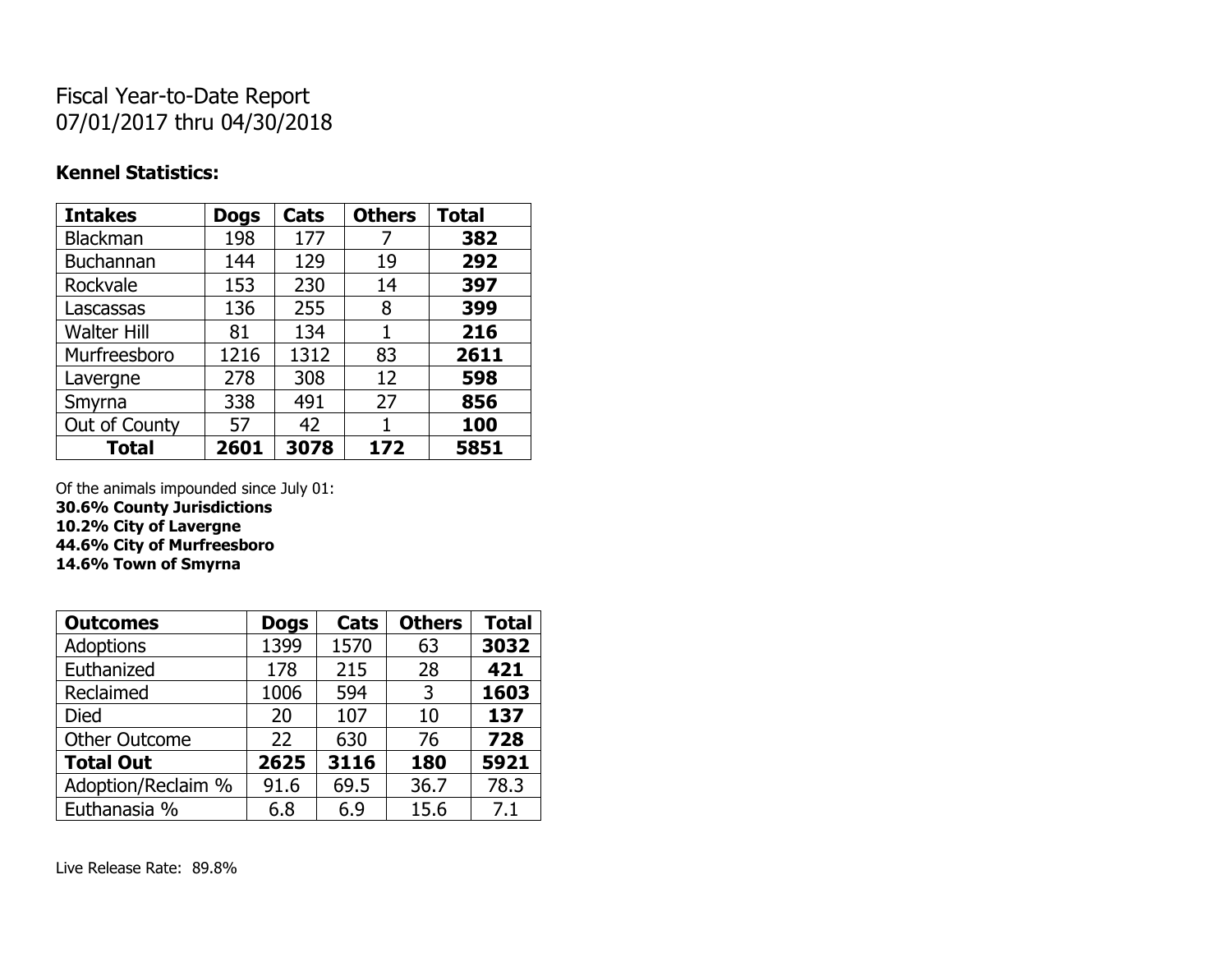# Fiscal Year-to-Date Report
07/01/2017 thru 04/30/2018

## Kennel Statistics:

| Intakes | Dogs | Cats | Others | Total |
|---|---|---|---|---|
| Blackman | 198 | 177 | 7 | **382** |
| Buchannan | 144 | 129 | 19 | **292** |
| Rockvale | 153 | 230 | 14 | **397** |
| Lascassas | 136 | 255 | 8 | **399** |
| Walter Hill | 81 | 134 | 1 | **216** |
| Murfreesboro | 1216 | 1312 | 83 | **2611** |
| Lavergne | 278 | 308 | 12 | **598** |
| Smyrna | 338 | 491 | 27 | **856** |
| Out of County | 57 | 42 | 1 | **100** |
| **Total** | **2601** | **3078** | **172** | **5851** |

Of the animals impounded since July 01:
**30.6% County Jurisdictions**
**10.2% City of Lavergne**
**44.6% City of Murfreesboro**
**14.6% Town of Smyrna**

| Outcomes | Dogs | Cats | Others | Total |
|---|---|---|---|---|
| Adoptions | 1399 | 1570 | 63 | **3032** |
| Euthanized | 178 | 215 | 28 | **421** |
| Reclaimed | 1006 | 594 | 3 | **1603** |
| Died | 20 | 107 | 10 | **137** |
| Other Outcome | 22 | 630 | 76 | **728** |
| **Total Out** | **2625** | **3116** | **180** | **5921** |
| Adoption/Reclaim % | 91.6 | 69.5 | 36.7 | 78.3 |
| Euthanasia % | 6.8 | 6.9 | 15.6 | 7.1 |

Live Release Rate: 89.8%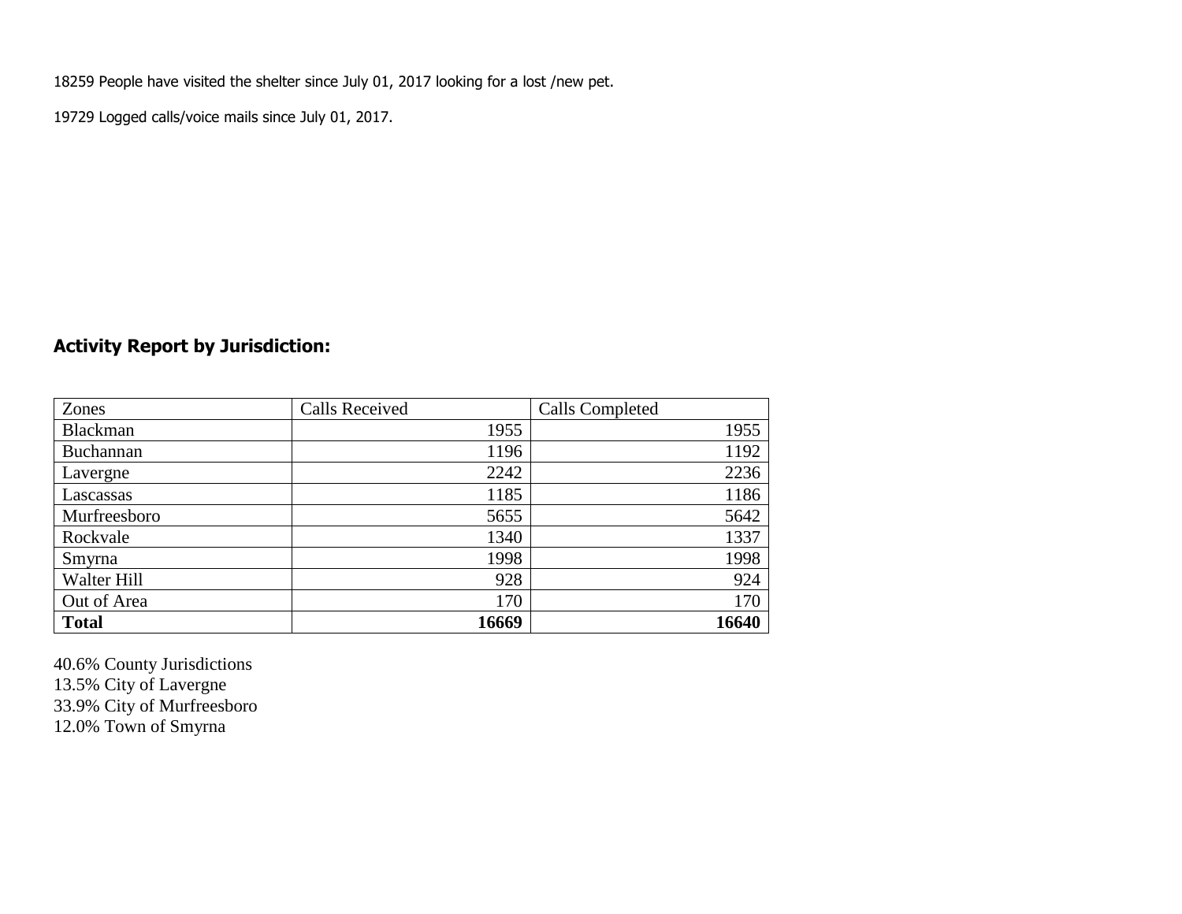18259 People have visited the shelter since July 01, 2017 looking for a lost /new pet.

19729 Logged calls/voice mails since July 01, 2017.

## Activity Report by Jurisdiction:

| Zones | Calls Received | Calls Completed |
|---|---|---|
| Blackman | 1955 | 1955 |
| Buchannan | 1196 | 1192 |
| Lavergne | 2242 | 2236 |
| Lascassas | 1185 | 1186 |
| Murfreesboro | 5655 | 5642 |
| Rockvale | 1340 | 1337 |
| Smyrna | 1998 | 1998 |
| Walter Hill | 928 | 924 |
| Out of Area | 170 | 170 |
| **Total** | **16669** | **16640** |

40.6% County Jurisdictions
13.5% City of Lavergne
33.9% City of Murfreesboro
12.0% Town of Smyrna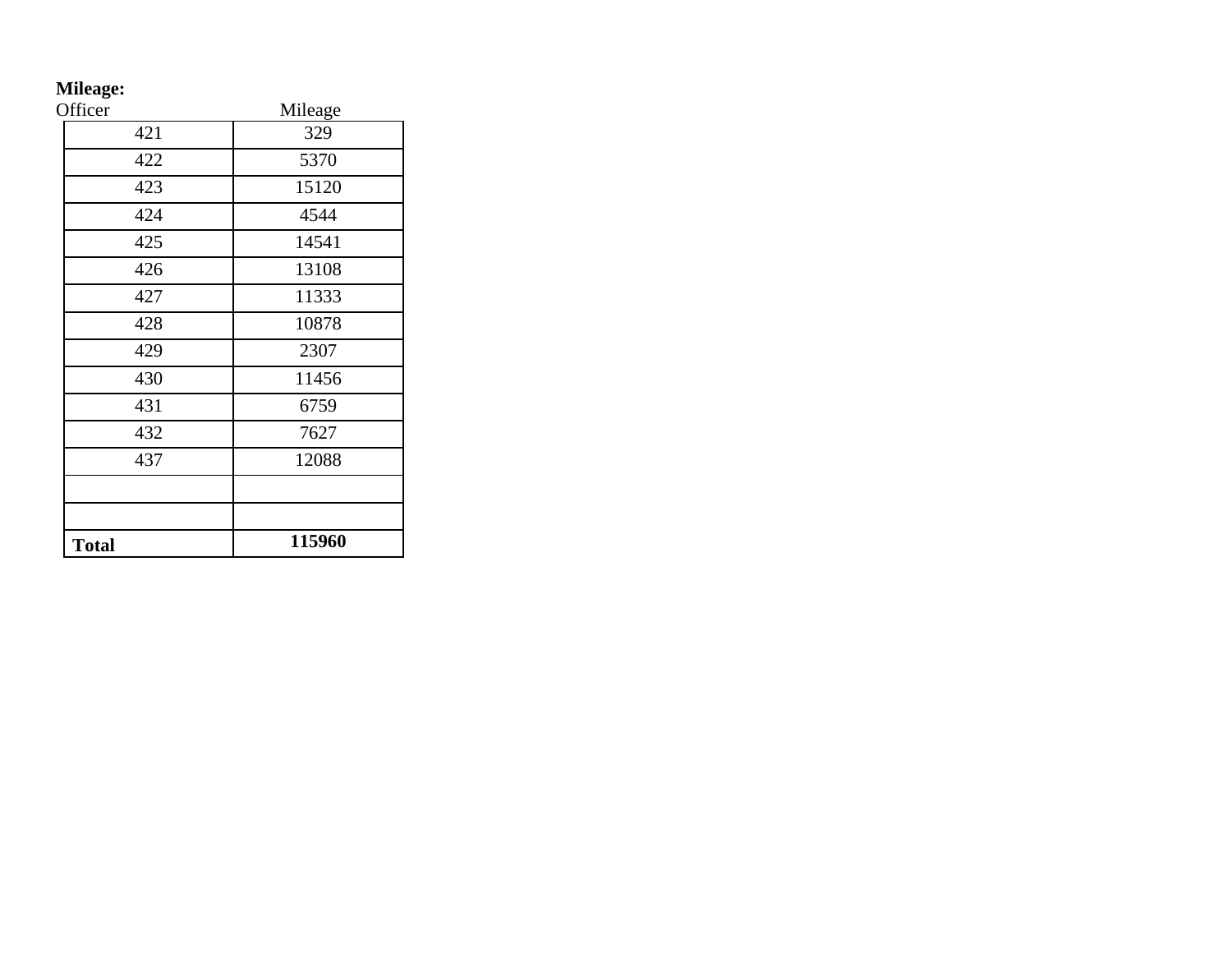**Mileage:**

| Officer | Mileage |
| --- | --- |
| 421 | 329 |
| 422 | 5370 |
| 423 | 15120 |
| 424 | 4544 |
| 425 | 14541 |
| 426 | 13108 |
| 427 | 11333 |
| 428 | 10878 |
| 429 | 2307 |
| 430 | 11456 |
| 431 | 6759 |
| 432 | 7627 |
| 437 | 12088 |
| | |
| | |
| **Total** | **115960** |